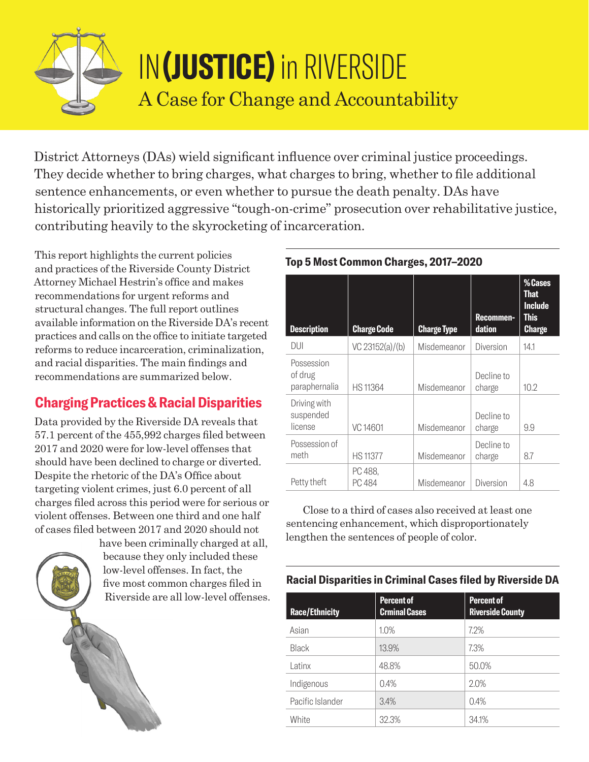# IN (JUSTICE) in RIVERSIDE

## A Case for Change and Accountability

District Attorneys (DAs) wield significant influence over criminal justice proceedings. They decide whether to bring charges, what charges to bring, whether to file additional sentence enhancements, or even whether to pursue the death penalty. DAs have historically prioritized aggressive "tough-on-crime" prosecution over rehabilitative justice, contributing heavily to the skyrocketing of incarceration.

This report highlights the current policies and practices of the Riverside County District Attorney Michael Hestrin's office and makes recommendations for urgent reforms and structural changes. The full report outlines available information on the Riverside DA's recent practices and calls on the office to initiate targeted reforms to reduce incarceration, criminalization, and racial disparities. The main findings and recommendations are summarized below.

## Charging Practices & Racial Disparities

Data provided by the Riverside DA reveals that 57.1 percent of the 455,992 charges filed between 2017 and 2020 were for low-level offenses that should have been declined to charge or diverted. Despite the rhetoric of the DA's Office about targeting violent crimes, just 6.0 percent of all charges filed across this period were for serious or violent offenses. Between one third and one half of cases filed between 2017 and 2020 should not have been criminally charged at all, because they only included these low-level offenses. In fact, the five most common charges filed in Riverside are all low-level offenses.

**Top 5 Most Common Charges, 2017–2020**

| Description | Charge Code | Charge Type | Recommendation | % Cases That Include This Charge |
|---|---|---|---|---|
| DUI | VC 23152(a)/(b) | Misdemeanor | Diversion | 14.1 |
| Possession of drug paraphernalia | HS 11364 | Misdemeanor | Decline to charge | 10.2 |
| Driving with suspended license | VC 14601 | Misdemeanor | Decline to charge | 9.9 |
| Possession of meth | HS 11377 | Misdemeanor | Decline to charge | 8.7 |
| Petty theft | PC 488, PC 484 | Misdemeanor | Diversion | 4.8 |

Close to a third of cases also received at least one sentencing enhancement, which disproportionately lengthen the sentences of people of color.

**Racial Disparities in Criminal Cases filed by Riverside DA**

| Race/Ethnicity | Percent of Crminal Cases | Percent of Riverside County |
|---|---|---|
| Asian | 1.0% | 7.2% |
| Black | 13.9% | 7.3% |
| Latinx | 48.8% | 50.0% |
| Indigenous | 0.4% | 2.0% |
| Pacific Islander | 3.4% | 0.4% |
| White | 32.3% | 34.1% |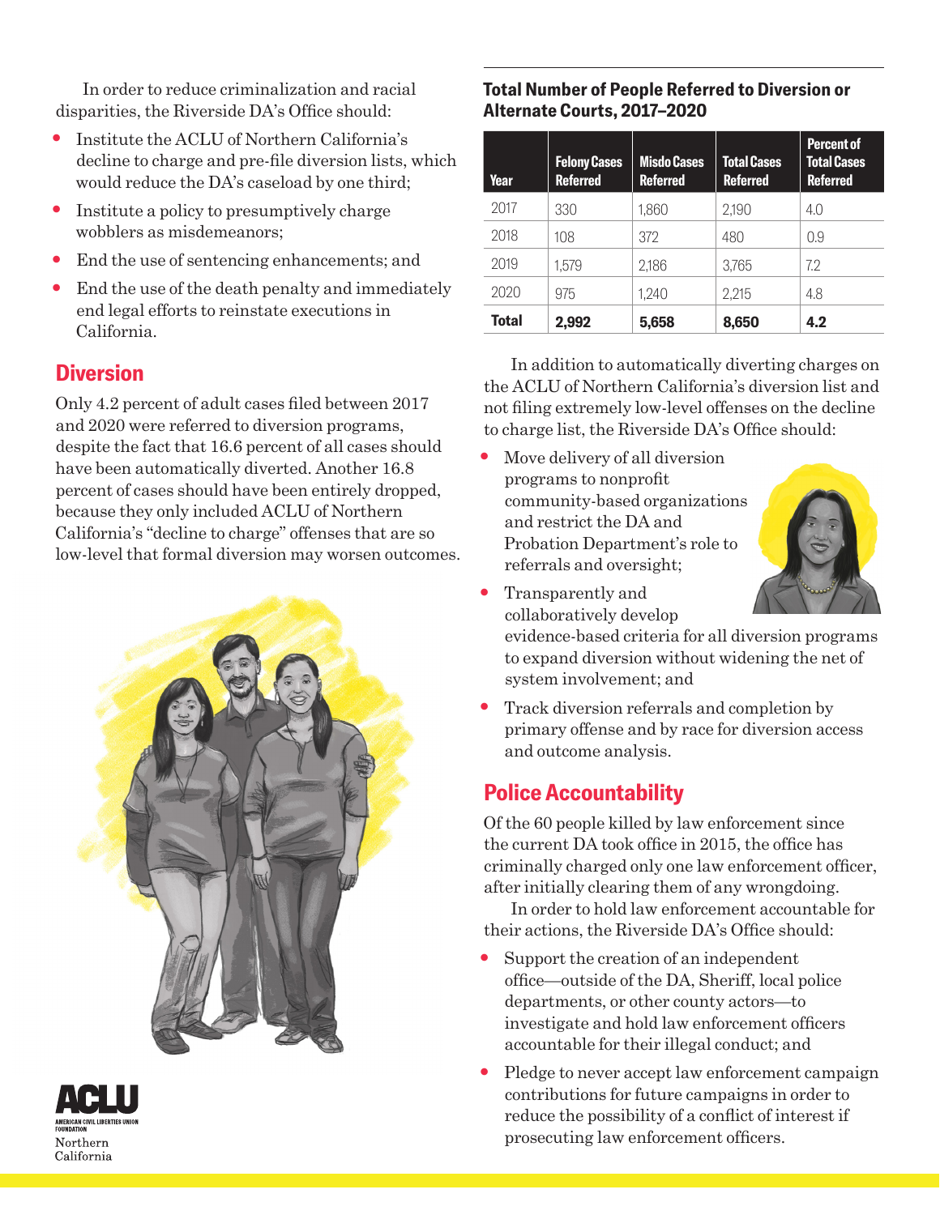In order to reduce criminalization and racial disparities, the Riverside DA's Office should:

- Institute the ACLU of Northern California's decline to charge and pre-file diversion lists, which would reduce the DA's caseload by one third;
- Institute a policy to presumptively charge wobblers as misdemeanors;
- End the use of sentencing enhancements; and
- End the use of the death penalty and immediately end legal efforts to reinstate executions in California.

## Diversion

Only 4.2 percent of adult cases filed between 2017 and 2020 were referred to diversion programs, despite the fact that 16.6 percent of all cases should have been automatically diverted. Another 16.8 percent of cases should have been entirely dropped, because they only included ACLU of Northern California's "decline to charge" offenses that are so low-level that formal diversion may worsen outcomes.

### Total Number of People Referred to Diversion or Alternate Courts, 2017–2020

| Year | Felony Cases Referred | Misdo Cases Referred | Total Cases Referred | Percent of Total Cases Referred |
|---|---|---|---|---|
| 2017 | 330 | 1,860 | 2,190 | 4.0 |
| 2018 | 108 | 372 | 480 | 0.9 |
| 2019 | 1,579 | 2,186 | 3,765 | 7.2 |
| 2020 | 975 | 1,240 | 2,215 | 4.8 |
| **Total** | **2,992** | **5,658** | **8,650** | **4.2** |

In addition to automatically diverting charges on the ACLU of Northern California's diversion list and not filing extremely low-level offenses on the decline to charge list, the Riverside DA's Office should:

- Move delivery of all diversion programs to nonprofit community-based organizations and restrict the DA and Probation Department's role to referrals and oversight;
- Transparently and collaboratively develop evidence-based criteria for all diversion programs to expand diversion without widening the net of system involvement; and
- Track diversion referrals and completion by primary offense and by race for diversion access and outcome analysis.

## Police Accountability

Of the 60 people killed by law enforcement since the current DA took office in 2015, the office has criminally charged only one law enforcement officer, after initially clearing them of any wrongdoing.

In order to hold law enforcement accountable for their actions, the Riverside DA's Office should:

- Support the creation of an independent office—outside of the DA, Sheriff, local police departments, or other county actors—to investigate and hold law enforcement officers accountable for their illegal conduct; and
- Pledge to never accept law enforcement campaign contributions for future campaigns in order to reduce the possibility of a conflict of interest if prosecuting law enforcement officers.

ACLU
AMERICAN CIVIL LIBERTIES UNION FOUNDATION
Northern California